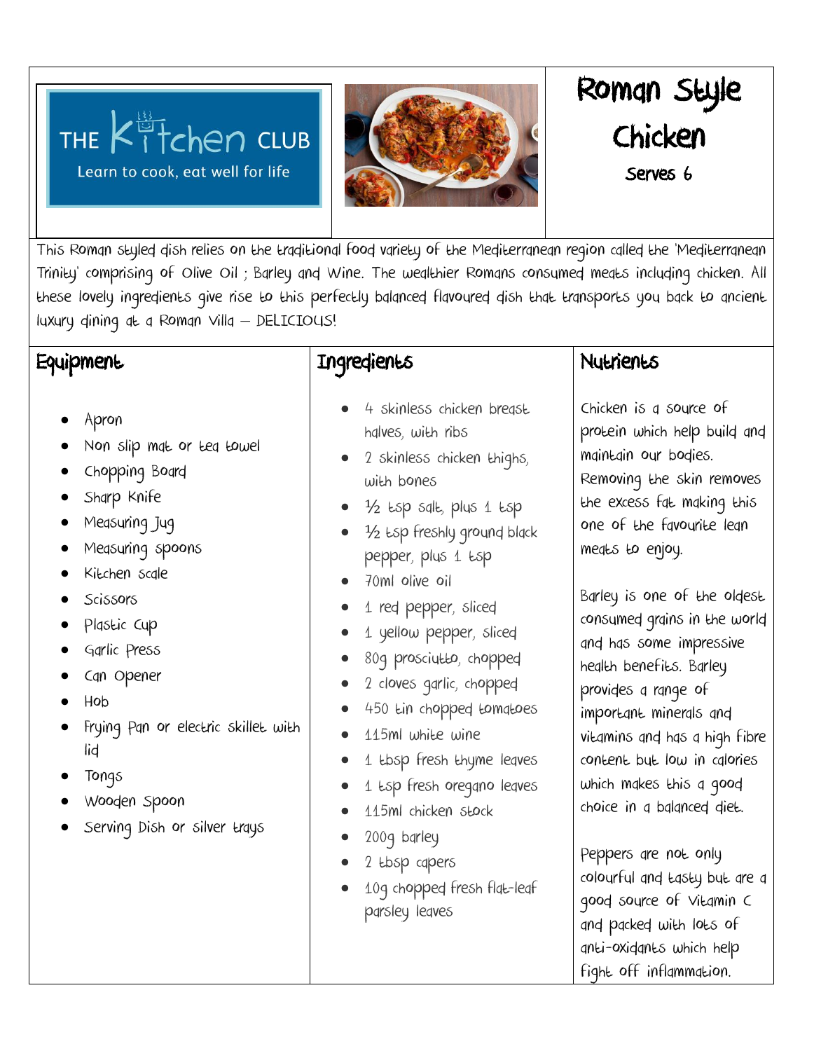THE KITCHEN CLUB
Learn to cook, eat well for life

# Roman Style Chicken

Serves 6

This Roman styled dish relies on the traditional food variety of the Mediterranean region called the 'Mediterranean Trinity' comprising of Olive Oil ; Barley and Wine. The wealthier Romans consumed meats including chicken. All these lovely ingredients give rise to this perfectly balanced flavoured dish that transports you back to ancient luxury dining at a Roman Villa – DELICIOUS!

## Equipment

- Apron
- Non slip mat or tea towel
- Chopping Board
- Sharp Knife
- Measuring Jug
- Measuring spoons
- Kitchen scale
- Scissors
- Plastic Cup
- Garlic Press
- Can Opener
- Hob
- Frying Pan or electric skillet with lid
- Tongs
- Wooden Spoon
- Serving Dish or silver trays

## Ingredients

- 4 skinless chicken breast halves, with ribs
- 2 skinless chicken thighs, with bones
- ½ tsp salt, plus 1 tsp
- ½ tsp freshly ground black pepper, plus 1 tsp
- 70ml olive oil
- 1 red pepper, sliced
- 1 yellow pepper, sliced
- 80g prosciutto, chopped
- 2 cloves garlic, chopped
- 450 tin chopped tomatoes
- 115ml white wine
- 1 tbsp fresh thyme leaves
- 1 tsp fresh oregano leaves
- 115ml chicken stock
- 200g barley
- 2 tbsp capers
- 10g chopped fresh flat-leaf parsley leaves

## Nutrients

Chicken is a source of protein which help build and maintain our bodies. Removing the skin removes the excess fat making this one of the favourite lean meats to enjoy.

Barley is one of the oldest consumed grains in the world and has some impressive health benefits. Barley provides a range of important minerals and vitamins and has a high fibre content but low in calories which makes this a good choice in a balanced diet.

Peppers are not only colourful and tasty but are a good source of Vitamin C and packed with lots of anti-oxidants which help fight off inflammation.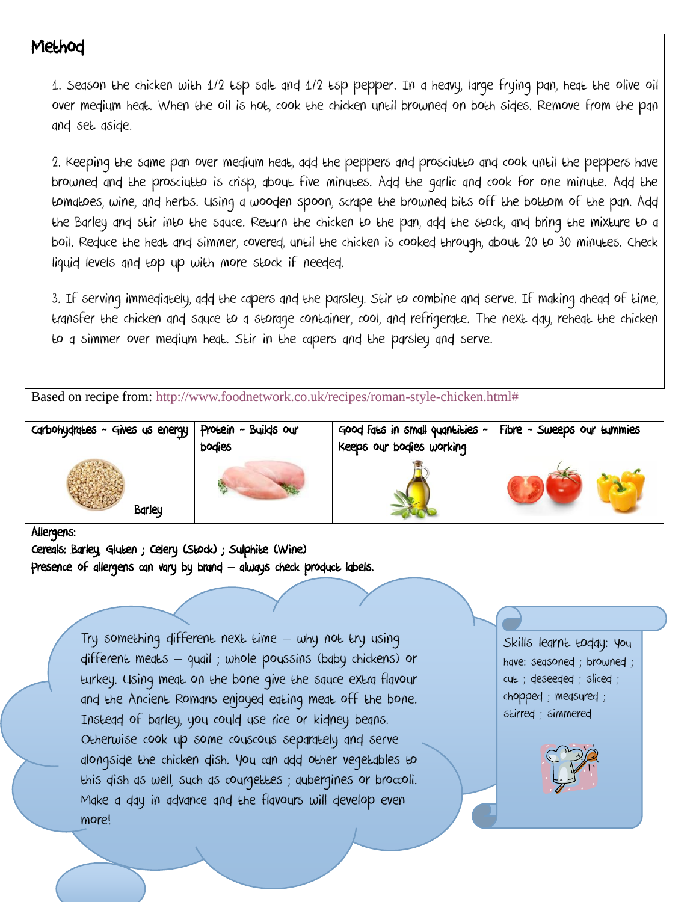## Method

1. Season the chicken with 1/2 tsp salt and 1/2 tsp pepper. In a heavy, large frying pan, heat the olive oil over medium heat. When the oil is hot, cook the chicken until browned on both sides. Remove from the pan and set aside.

2. Keeping the same pan over medium heat, add the peppers and prosciutto and cook until the peppers have browned and the prosciutto is crisp, about five minutes. Add the garlic and cook for one minute. Add the tomatoes, wine, and herbs. Using a wooden spoon, scrape the browned bits off the bottom of the pan. Add the Barley and stir into the sauce. Return the chicken to the pan, add the stock, and bring the mixture to a boil. Reduce the heat and simmer, covered, until the chicken is cooked through, about 20 to 30 minutes. Check liquid levels and top up with more stock if needed.

3. If serving immediately, add the capers and the parsley. Stir to combine and serve. If making ahead of time, transfer the chicken and sauce to a storage container, cool, and refrigerate. The next day, reheat the chicken to a simmer over medium heat. Stir in the capers and the parsley and serve.

Based on recipe from: http://www.foodnetwork.co.uk/recipes/roman-style-chicken.html#

| Carbohydrates ~ Gives us energy | Protein ~ Builds our bodies | Good Fats in small quantities ~ Keeps our bodies working | Fibre ~ Sweeps our tummies |
|---|---|---|---|
| Barley | | | |

Allergens:
Cereals: Barley, Gluten ; Celery (Stock) ; Sulphite (Wine)
Presence of allergens can vary by brand – always check product labels.

Try something different next time – why not try using different meats – quail ; whole poussins (baby chickens) or turkey. Using meat on the bone give the sauce extra flavour and the Ancient Romans enjoyed eating meat off the bone. Instead of barley, you could use rice or kidney beans. Otherwise cook up some couscous separately and serve alongside the chicken dish. You can add other vegetables to this dish as well, such as courgettes ; aubergines or broccoli. Make a day in advance and the flavours will develop even more!

Skills learnt today: You have: seasoned ; browned ; cut ; deseeded ; sliced ; chopped ; measured ; stirred ; simmered